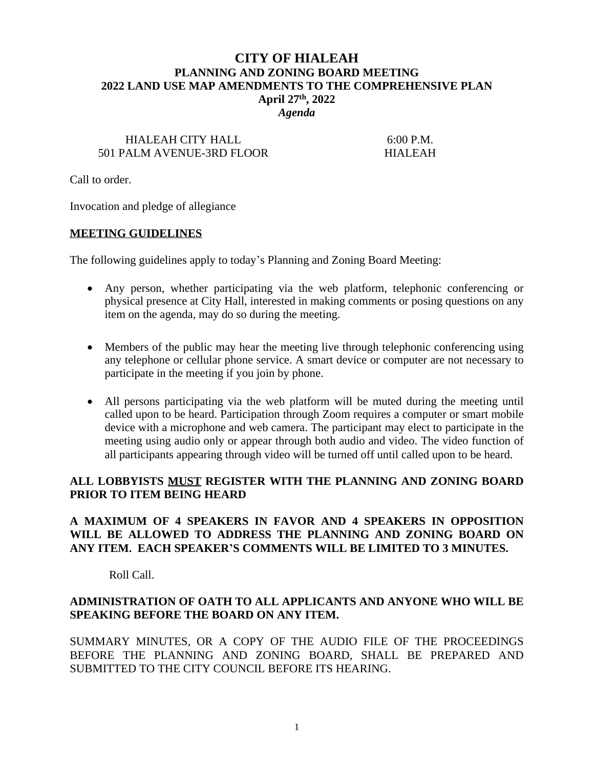# CITY OF HIALEAH

## PLANNING AND ZONING BOARD MEETING

## 2022 LAND USE MAP AMENDMENTS TO THE COMPREHENSIVE PLAN

**April 27th, 2022**

***Agenda***

HIALEAH CITY HALL
501 PALM AVENUE-3RD FLOOR

6:00 P.M.
HIALEAH

Call to order.

Invocation and pledge of allegiance

**MEETING GUIDELINES**

The following guidelines apply to today's Planning and Zoning Board Meeting:

- Any person, whether participating via the web platform, telephonic conferencing or physical presence at City Hall, interested in making comments or posing questions on any item on the agenda, may do so during the meeting.
- Members of the public may hear the meeting live through telephonic conferencing using any telephone or cellular phone service. A smart device or computer are not necessary to participate in the meeting if you join by phone.
- All persons participating via the web platform will be muted during the meeting until called upon to be heard. Participation through Zoom requires a computer or smart mobile device with a microphone and web camera. The participant may elect to participate in the meeting using audio only or appear through both audio and video. The video function of all participants appearing through video will be turned off until called upon to be heard.

**ALL LOBBYISTS MUST REGISTER WITH THE PLANNING AND ZONING BOARD PRIOR TO ITEM BEING HEARD**

**A MAXIMUM OF 4 SPEAKERS IN FAVOR AND 4 SPEAKERS IN OPPOSITION WILL BE ALLOWED TO ADDRESS THE PLANNING AND ZONING BOARD ON ANY ITEM. EACH SPEAKER'S COMMENTS WILL BE LIMITED TO 3 MINUTES.**

Roll Call.

**ADMINISTRATION OF OATH TO ALL APPLICANTS AND ANYONE WHO WILL BE SPEAKING BEFORE THE BOARD ON ANY ITEM.**

SUMMARY MINUTES, OR A COPY OF THE AUDIO FILE OF THE PROCEEDINGS BEFORE THE PLANNING AND ZONING BOARD, SHALL BE PREPARED AND SUBMITTED TO THE CITY COUNCIL BEFORE ITS HEARING.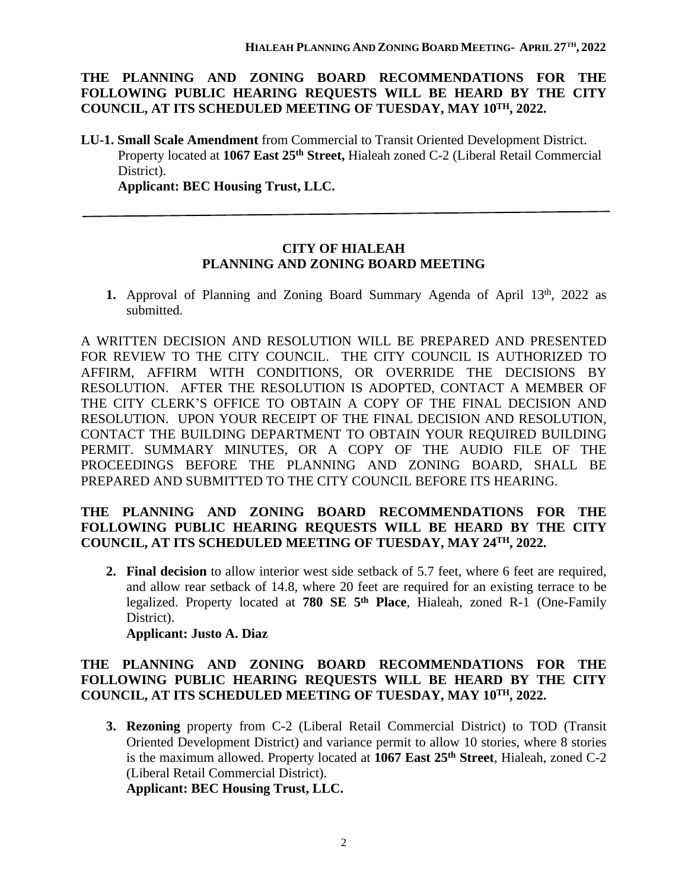**THE PLANNING AND ZONING BOARD RECOMMENDATIONS FOR THE FOLLOWING PUBLIC HEARING REQUESTS WILL BE HEARD BY THE CITY COUNCIL, AT ITS SCHEDULED MEETING OF TUESDAY, MAY 10TH, 2022.**

**LU-1. Small Scale Amendment** from Commercial to Transit Oriented Development District. Property located at **1067 East 25th Street,** Hialeah zoned C-2 (Liberal Retail Commercial District).
**Applicant: BEC Housing Trust, LLC.**

---

## CITY OF HIALEAH
## PLANNING AND ZONING BOARD MEETING

1. Approval of Planning and Zoning Board Summary Agenda of April 13th, 2022 as submitted.

A WRITTEN DECISION AND RESOLUTION WILL BE PREPARED AND PRESENTED FOR REVIEW TO THE CITY COUNCIL. THE CITY COUNCIL IS AUTHORIZED TO AFFIRM, AFFIRM WITH CONDITIONS, OR OVERRIDE THE DECISIONS BY RESOLUTION. AFTER THE RESOLUTION IS ADOPTED, CONTACT A MEMBER OF THE CITY CLERK'S OFFICE TO OBTAIN A COPY OF THE FINAL DECISION AND RESOLUTION. UPON YOUR RECEIPT OF THE FINAL DECISION AND RESOLUTION, CONTACT THE BUILDING DEPARTMENT TO OBTAIN YOUR REQUIRED BUILDING PERMIT. SUMMARY MINUTES, OR A COPY OF THE AUDIO FILE OF THE PROCEEDINGS BEFORE THE PLANNING AND ZONING BOARD, SHALL BE PREPARED AND SUBMITTED TO THE CITY COUNCIL BEFORE ITS HEARING.

**THE PLANNING AND ZONING BOARD RECOMMENDATIONS FOR THE FOLLOWING PUBLIC HEARING REQUESTS WILL BE HEARD BY THE CITY COUNCIL, AT ITS SCHEDULED MEETING OF TUESDAY, MAY 24TH, 2022.**

2. **Final decision** to allow interior west side setback of 5.7 feet, where 6 feet are required, and allow rear setback of 14.8, where 20 feet are required for an existing terrace to be legalized. Property located at **780 SE 5th Place**, Hialeah, zoned R-1 (One-Family District).
**Applicant: Justo A. Diaz**

**THE PLANNING AND ZONING BOARD RECOMMENDATIONS FOR THE FOLLOWING PUBLIC HEARING REQUESTS WILL BE HEARD BY THE CITY COUNCIL, AT ITS SCHEDULED MEETING OF TUESDAY, MAY 10TH, 2022.**

3. **Rezoning** property from C-2 (Liberal Retail Commercial District) to TOD (Transit Oriented Development District) and variance permit to allow 10 stories, where 8 stories is the maximum allowed. Property located at **1067 East 25th Street**, Hialeah, zoned C-2 (Liberal Retail Commercial District).
**Applicant: BEC Housing Trust, LLC.**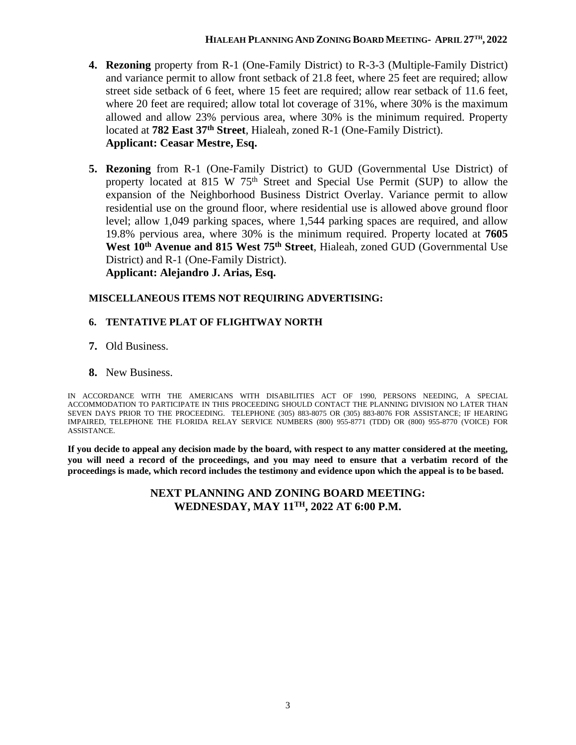4. **Rezoning** property from R-1 (One-Family District) to R-3-3 (Multiple-Family District) and variance permit to allow front setback of 21.8 feet, where 25 feet are required; allow street side setback of 6 feet, where 15 feet are required; allow rear setback of 11.6 feet, where 20 feet are required; allow total lot coverage of 31%, where 30% is the maximum allowed and allow 23% pervious area, where 30% is the minimum required. Property located at **782 East 37th Street**, Hialeah, zoned R-1 (One-Family District).
   **Applicant: Ceasar Mestre, Esq.**

5. **Rezoning** from R-1 (One-Family District) to GUD (Governmental Use District) of property located at 815 W 75th Street and Special Use Permit (SUP) to allow the expansion of the Neighborhood Business District Overlay. Variance permit to allow residential use on the ground floor, where residential use is allowed above ground floor level; allow 1,049 parking spaces, where 1,544 parking spaces are required, and allow 19.8% pervious area, where 30% is the minimum required. Property located at **7605 West 10th Avenue and 815 West 75th Street**, Hialeah, zoned GUD (Governmental Use District) and R-1 (One-Family District).
   **Applicant: Alejandro J. Arias, Esq.**

**MISCELLANEOUS ITEMS NOT REQUIRING ADVERTISING:**

6. **TENTATIVE PLAT OF FLIGHTWAY NORTH**

7. Old Business.

8. New Business.

IN ACCORDANCE WITH THE AMERICANS WITH DISABILITIES ACT OF 1990, PERSONS NEEDING, A SPECIAL ACCOMMODATION TO PARTICIPATE IN THIS PROCEEDING SHOULD CONTACT THE PLANNING DIVISION NO LATER THAN SEVEN DAYS PRIOR TO THE PROCEEDING. TELEPHONE (305) 883-8075 OR (305) 883-8076 FOR ASSISTANCE; IF HEARING IMPAIRED, TELEPHONE THE FLORIDA RELAY SERVICE NUMBERS (800) 955-8771 (TDD) OR (800) 955-8770 (VOICE) FOR ASSISTANCE.

**If you decide to appeal any decision made by the board, with respect to any matter considered at the meeting, you will need a record of the proceedings, and you may need to ensure that a verbatim record of the proceedings is made, which record includes the testimony and evidence upon which the appeal is to be based.**

**NEXT PLANNING AND ZONING BOARD MEETING:**
**WEDNESDAY, MAY 11TH, 2022 AT 6:00 P.M.**